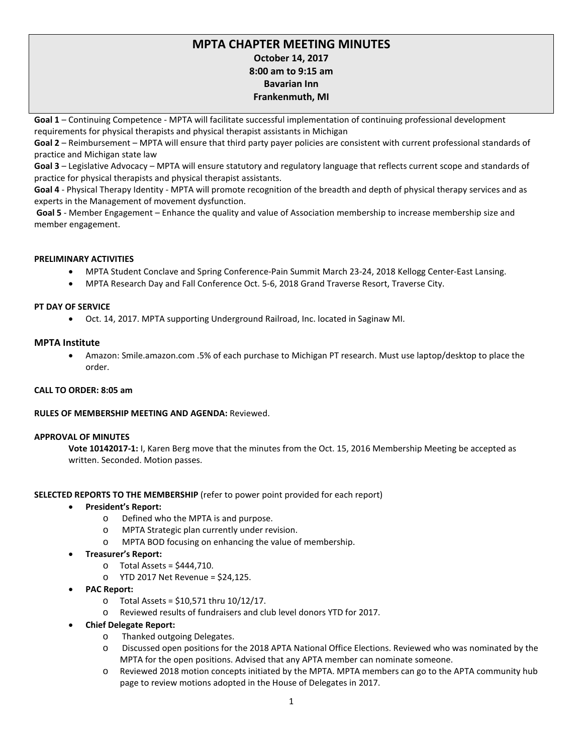# MPTA CHAPTER MEETING MINUTES

**October 14, 2017**
**8:00 am to 9:15 am**
**Bavarian Inn**
**Frankenmuth, MI**

**Goal 1** – Continuing Competence - MPTA will facilitate successful implementation of continuing professional development requirements for physical therapists and physical therapist assistants in Michigan

**Goal 2** – Reimbursement – MPTA will ensure that third party payer policies are consistent with current professional standards of practice and Michigan state law

**Goal 3** – Legislative Advocacy – MPTA will ensure statutory and regulatory language that reflects current scope and standards of practice for physical therapists and physical therapist assistants.

**Goal 4** - Physical Therapy Identity - MPTA will promote recognition of the breadth and depth of physical therapy services and as experts in the Management of movement dysfunction.

**Goal 5** - Member Engagement – Enhance the quality and value of Association membership to increase membership size and member engagement.

**PRELIMINARY ACTIVITIES**

- MPTA Student Conclave and Spring Conference-Pain Summit March 23-24, 2018 Kellogg Center-East Lansing.
- MPTA Research Day and Fall Conference Oct. 5-6, 2018 Grand Traverse Resort, Traverse City.

**PT DAY OF SERVICE**

- Oct. 14, 2017. MPTA supporting Underground Railroad, Inc. located in Saginaw MI.

## MPTA Institute

- Amazon: Smile.amazon.com .5% of each purchase to Michigan PT research. Must use laptop/desktop to place the order.

**CALL TO ORDER: 8:05 am**

**RULES OF MEMBERSHIP MEETING AND AGENDA:** Reviewed.

**APPROVAL OF MINUTES**

**Vote 10142017-1:** I, Karen Berg move that the minutes from the Oct. 15, 2016 Membership Meeting be accepted as written. Seconded. Motion passes.

**SELECTED REPORTS TO THE MEMBERSHIP** (refer to power point provided for each report)

- **President's Report:**
  - Defined who the MPTA is and purpose.
  - MPTA Strategic plan currently under revision.
  - MPTA BOD focusing on enhancing the value of membership.
- **Treasurer's Report:**
  - Total Assets = $444,710.
  - YTD 2017 Net Revenue = $24,125.
- **PAC Report:**
  - Total Assets = $10,571 thru 10/12/17.
  - Reviewed results of fundraisers and club level donors YTD for 2017.
- **Chief Delegate Report:**
  - Thanked outgoing Delegates.
  - Discussed open positions for the 2018 APTA National Office Elections. Reviewed who was nominated by the MPTA for the open positions. Advised that any APTA member can nominate someone.
  - Reviewed 2018 motion concepts initiated by the MPTA. MPTA members can go to the APTA community hub page to review motions adopted in the House of Delegates in 2017.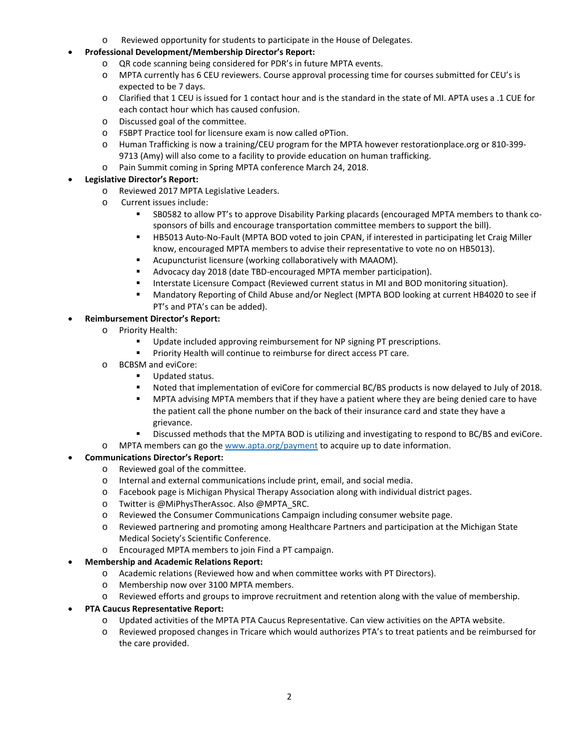- Reviewed opportunity for students to participate in the House of Delegates.
- **Professional Development/Membership Director's Report:**
  - QR code scanning being considered for PDR's in future MPTA events.
  - MPTA currently has 6 CEU reviewers. Course approval processing time for courses submitted for CEU's is expected to be 7 days.
  - Clarified that 1 CEU is issued for 1 contact hour and is the standard in the state of MI. APTA uses a .1 CUE for each contact hour which has caused confusion.
  - Discussed goal of the committee.
  - FSBPT Practice tool for licensure exam is now called oPTion.
  - Human Trafficking is now a training/CEU program for the MPTA however restorationplace.org or 810-399-9713 (Amy) will also come to a facility to provide education on human trafficking.
  - Pain Summit coming in Spring MPTA conference March 24, 2018.
- **Legislative Director's Report:**
  - Reviewed 2017 MPTA Legislative Leaders.
  - Current issues include:
    - SB0582 to allow PT's to approve Disability Parking placards (encouraged MPTA members to thank co-sponsors of bills and encourage transportation committee members to support the bill).
    - HB5013 Auto-No-Fault (MPTA BOD voted to join CPAN, if interested in participating let Craig Miller know, encouraged MPTA members to advise their representative to vote no on HB5013).
    - Acupuncturist licensure (working collaboratively with MAAOM).
    - Advocacy day 2018 (date TBD-encouraged MPTA member participation).
    - Interstate Licensure Compact (Reviewed current status in MI and BOD monitoring situation).
    - Mandatory Reporting of Child Abuse and/or Neglect (MPTA BOD looking at current HB4020 to see if PT's and PTA's can be added).
- **Reimbursement Director's Report:**
  - Priority Health:
    - Update included approving reimbursement for NP signing PT prescriptions.
    - Priority Health will continue to reimburse for direct access PT care.
  - BCBSM and eviCore:
    - Updated status.
    - Noted that implementation of eviCore for commercial BC/BS products is now delayed to July of 2018.
    - MPTA advising MPTA members that if they have a patient where they are being denied care to have the patient call the phone number on the back of their insurance card and state they have a grievance.
    - Discussed methods that the MPTA BOD is utilizing and investigating to respond to BC/BS and eviCore.
  - MPTA members can go the [www.apta.org/payment](www.apta.org/payment) to acquire up to date information.
- **Communications Director's Report:**
  - Reviewed goal of the committee.
  - Internal and external communications include print, email, and social media.
  - Facebook page is Michigan Physical Therapy Association along with individual district pages.
  - Twitter is @MiPhysTherAssoc. Also @MPTA_SRC.
  - Reviewed the Consumer Communications Campaign including consumer website page.
  - Reviewed partnering and promoting among Healthcare Partners and participation at the Michigan State Medical Society's Scientific Conference.
  - Encouraged MPTA members to join Find a PT campaign.
- **Membership and Academic Relations Report:**
  - Academic relations (Reviewed how and when committee works with PT Directors).
  - Membership now over 3100 MPTA members.
  - Reviewed efforts and groups to improve recruitment and retention along with the value of membership.
- **PTA Caucus Representative Report:**
  - Updated activities of the MPTA PTA Caucus Representative. Can view activities on the APTA website.
  - Reviewed proposed changes in Tricare which would authorizes PTA's to treat patients and be reimbursed for the care provided.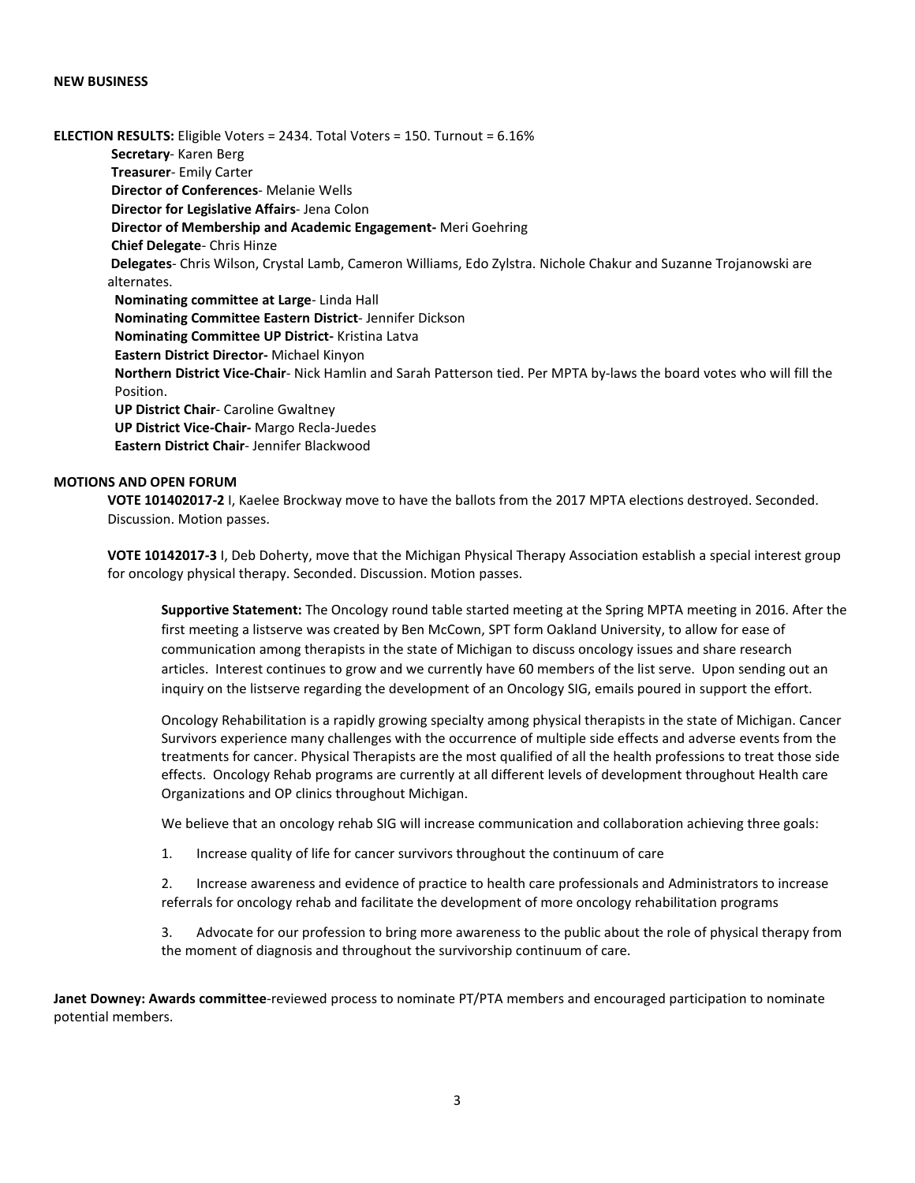**NEW BUSINESS**

**ELECTION RESULTS:** Eligible Voters = 2434. Total Voters = 150. Turnout = 6.16%

**Secretary**- Karen Berg
**Treasurer**- Emily Carter
**Director of Conferences**- Melanie Wells
**Director for Legislative Affairs**- Jena Colon
**Director of Membership and Academic Engagement-** Meri Goehring
**Chief Delegate**- Chris Hinze
**Delegates**- Chris Wilson, Crystal Lamb, Cameron Williams, Edo Zylstra. Nichole Chakur and Suzanne Trojanowski are alternates.
**Nominating committee at Large**- Linda Hall
**Nominating Committee Eastern District**- Jennifer Dickson
**Nominating Committee UP District-** Kristina Latva
**Eastern District Director-** Michael Kinyon
**Northern District Vice-Chair**- Nick Hamlin and Sarah Patterson tied. Per MPTA by-laws the board votes who will fill the Position.
**UP District Chair**- Caroline Gwaltney
**UP District Vice-Chair-** Margo Recla-Juedes
**Eastern District Chair**- Jennifer Blackwood

**MOTIONS AND OPEN FORUM**

**VOTE 101402017-2** I, Kaelee Brockway move to have the ballots from the 2017 MPTA elections destroyed. Seconded. Discussion. Motion passes.

**VOTE 10142017-3** I, Deb Doherty, move that the Michigan Physical Therapy Association establish a special interest group for oncology physical therapy. Seconded. Discussion. Motion passes.

> **Supportive Statement:** The Oncology round table started meeting at the Spring MPTA meeting in 2016. After the first meeting a listserve was created by Ben McCown, SPT form Oakland University, to allow for ease of communication among therapists in the state of Michigan to discuss oncology issues and share research articles. Interest continues to grow and we currently have 60 members of the list serve. Upon sending out an inquiry on the listserve regarding the development of an Oncology SIG, emails poured in support the effort.
>
> Oncology Rehabilitation is a rapidly growing specialty among physical therapists in the state of Michigan. Cancer Survivors experience many challenges with the occurrence of multiple side effects and adverse events from the treatments for cancer. Physical Therapists are the most qualified of all the health professions to treat those side effects. Oncology Rehab programs are currently at all different levels of development throughout Health care Organizations and OP clinics throughout Michigan.
>
> We believe that an oncology rehab SIG will increase communication and collaboration achieving three goals:
>
> 1. Increase quality of life for cancer survivors throughout the continuum of care
> 2. Increase awareness and evidence of practice to health care professionals and Administrators to increase referrals for oncology rehab and facilitate the development of more oncology rehabilitation programs
> 3. Advocate for our profession to bring more awareness to the public about the role of physical therapy from the moment of diagnosis and throughout the survivorship continuum of care.

**Janet Downey: Awards committee**-reviewed process to nominate PT/PTA members and encouraged participation to nominate potential members.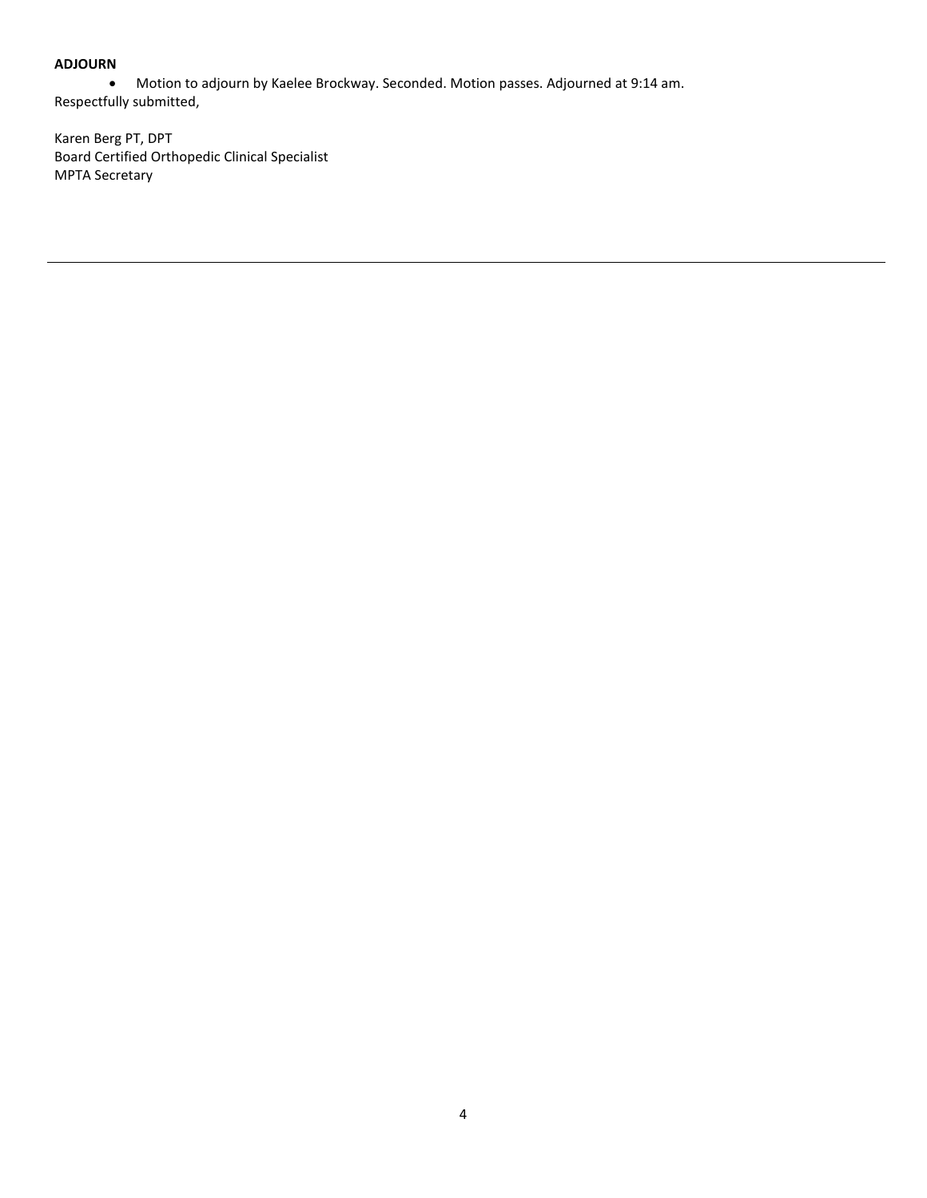**ADJOURN**

- Motion to adjourn by Kaelee Brockway. Seconded. Motion passes. Adjourned at 9:14 am.

Respectfully submitted,

Karen Berg PT, DPT
Board Certified Orthopedic Clinical Specialist
MPTA Secretary

---